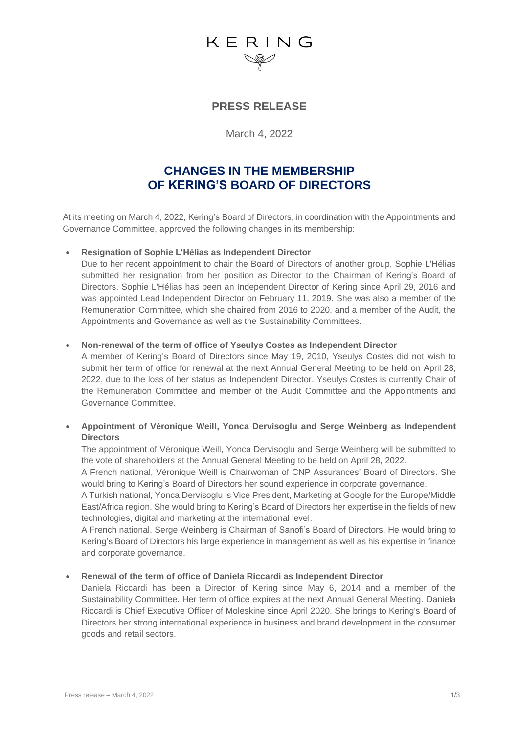KERING

## PRESS RELEASE

March 4, 2022

# CHANGES IN THE MEMBERSHIP OF KERING'S BOARD OF DIRECTORS

At its meeting on March 4, 2022, Kering's Board of Directors, in coordination with the Appointments and Governance Committee, approved the following changes in its membership:

- **Resignation of Sophie L'Hélias as Independent Director**
  Due to her recent appointment to chair the Board of Directors of another group, Sophie L'Hélias submitted her resignation from her position as Director to the Chairman of Kering's Board of Directors. Sophie L'Hélias has been an Independent Director of Kering since April 29, 2016 and was appointed Lead Independent Director on February 11, 2019. She was also a member of the Remuneration Committee, which she chaired from 2016 to 2020, and a member of the Audit, the Appointments and Governance as well as the Sustainability Committees.

- **Non-renewal of the term of office of Yseulys Costes as Independent Director**
  A member of Kering's Board of Directors since May 19, 2010, Yseulys Costes did not wish to submit her term of office for renewal at the next Annual General Meeting to be held on April 28, 2022, due to the loss of her status as Independent Director. Yseulys Costes is currently Chair of the Remuneration Committee and member of the Audit Committee and the Appointments and Governance Committee.

- **Appointment of Véronique Weill, Yonca Dervisoglu and Serge Weinberg as Independent Directors**
  The appointment of Véronique Weill, Yonca Dervisoglu and Serge Weinberg will be submitted to the vote of shareholders at the Annual General Meeting to be held on April 28, 2022.
  A French national, Véronique Weill is Chairwoman of CNP Assurances' Board of Directors. She would bring to Kering's Board of Directors her sound experience in corporate governance.
  A Turkish national, Yonca Dervisoglu is Vice President, Marketing at Google for the Europe/Middle East/Africa region. She would bring to Kering's Board of Directors her expertise in the fields of new technologies, digital and marketing at the international level.
  A French national, Serge Weinberg is Chairman of Sanofi's Board of Directors. He would bring to Kering's Board of Directors his large experience in management as well as his expertise in finance and corporate governance.

- **Renewal of the term of office of Daniela Riccardi as Independent Director**
  Daniela Riccardi has been a Director of Kering since May 6, 2014 and a member of the Sustainability Committee. Her term of office expires at the next Annual General Meeting. Daniela Riccardi is Chief Executive Officer of Moleskine since April 2020. She brings to Kering's Board of Directors her strong international experience in business and brand development in the consumer goods and retail sectors.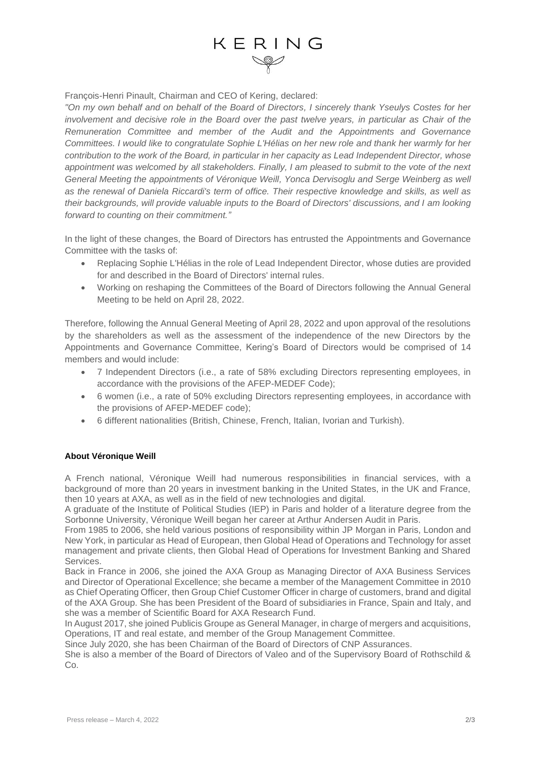François-Henri Pinault, Chairman and CEO of Kering, declared:

*"On my own behalf and on behalf of the Board of Directors, I sincerely thank Yseulys Costes for her involvement and decisive role in the Board over the past twelve years, in particular as Chair of the Remuneration Committee and member of the Audit and the Appointments and Governance Committees. I would like to congratulate Sophie L'Hélias on her new role and thank her warmly for her contribution to the work of the Board, in particular in her capacity as Lead Independent Director, whose appointment was welcomed by all stakeholders. Finally, I am pleased to submit to the vote of the next General Meeting the appointments of Véronique Weill, Yonca Dervisoglu and Serge Weinberg as well as the renewal of Daniela Riccardi's term of office. Their respective knowledge and skills, as well as their backgrounds, will provide valuable inputs to the Board of Directors' discussions, and I am looking forward to counting on their commitment."*

In the light of these changes, the Board of Directors has entrusted the Appointments and Governance Committee with the tasks of:

- Replacing Sophie L'Hélias in the role of Lead Independent Director, whose duties are provided for and described in the Board of Directors' internal rules.
- Working on reshaping the Committees of the Board of Directors following the Annual General Meeting to be held on April 28, 2022.

Therefore, following the Annual General Meeting of April 28, 2022 and upon approval of the resolutions by the shareholders as well as the assessment of the independence of the new Directors by the Appointments and Governance Committee, Kering's Board of Directors would be comprised of 14 members and would include:

- 7 Independent Directors (i.e., a rate of 58% excluding Directors representing employees, in accordance with the provisions of the AFEP-MEDEF Code);
- 6 women (i.e., a rate of 50% excluding Directors representing employees, in accordance with the provisions of AFEP-MEDEF code);
- 6 different nationalities (British, Chinese, French, Italian, Ivorian and Turkish).

**About Véronique Weill**

A French national, Véronique Weill had numerous responsibilities in financial services, with a background of more than 20 years in investment banking in the United States, in the UK and France, then 10 years at AXA, as well as in the field of new technologies and digital.

A graduate of the Institute of Political Studies (IEP) in Paris and holder of a literature degree from the Sorbonne University, Véronique Weill began her career at Arthur Andersen Audit in Paris.

From 1985 to 2006, she held various positions of responsibility within JP Morgan in Paris, London and New York, in particular as Head of European, then Global Head of Operations and Technology for asset management and private clients, then Global Head of Operations for Investment Banking and Shared Services.

Back in France in 2006, she joined the AXA Group as Managing Director of AXA Business Services and Director of Operational Excellence; she became a member of the Management Committee in 2010 as Chief Operating Officer, then Group Chief Customer Officer in charge of customers, brand and digital of the AXA Group. She has been President of the Board of subsidiaries in France, Spain and Italy, and she was a member of Scientific Board for AXA Research Fund.

In August 2017, she joined Publicis Groupe as General Manager, in charge of mergers and acquisitions, Operations, IT and real estate, and member of the Group Management Committee.

Since July 2020, she has been Chairman of the Board of Directors of CNP Assurances.

She is also a member of the Board of Directors of Valeo and of the Supervisory Board of Rothschild & Co.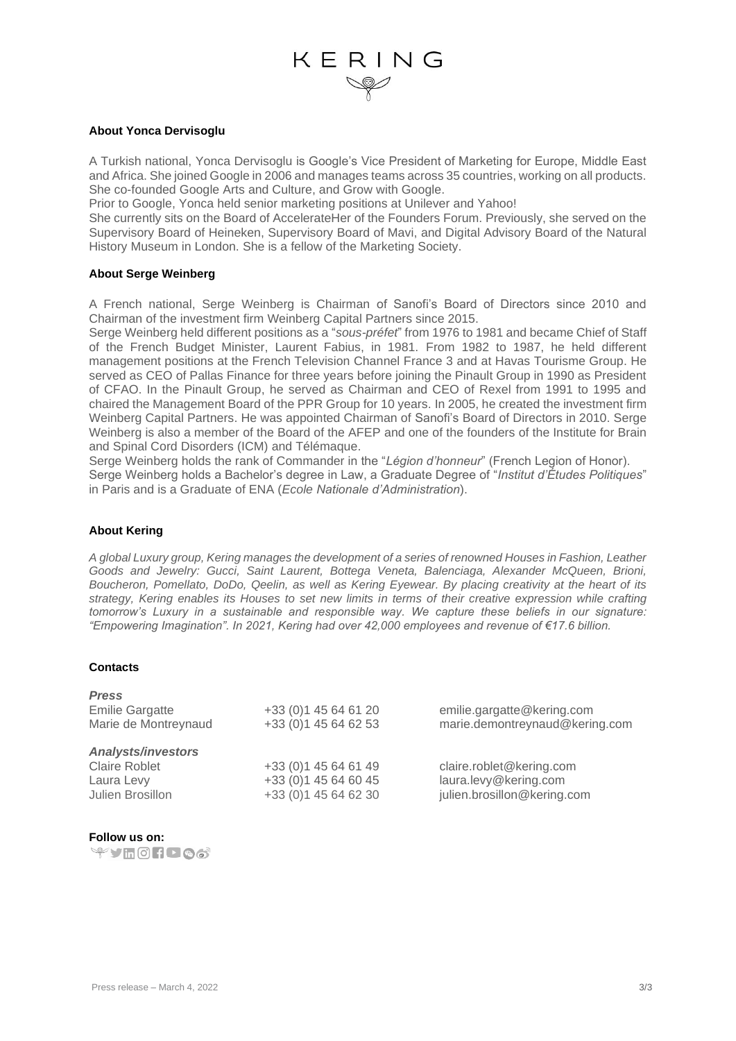KERING

### About Yonca Dervisoglu

A Turkish national, Yonca Dervisoglu is Google's Vice President of Marketing for Europe, Middle East and Africa. She joined Google in 2006 and manages teams across 35 countries, working on all products. She co-founded Google Arts and Culture, and Grow with Google.

Prior to Google, Yonca held senior marketing positions at Unilever and Yahoo!

She currently sits on the Board of AccelerateHer of the Founders Forum. Previously, she served on the Supervisory Board of Heineken, Supervisory Board of Mavi, and Digital Advisory Board of the Natural History Museum in London. She is a fellow of the Marketing Society.

### About Serge Weinberg

A French national, Serge Weinberg is Chairman of Sanofi's Board of Directors since 2010 and Chairman of the investment firm Weinberg Capital Partners since 2015.

Serge Weinberg held different positions as a "*sous-préfet*" from 1976 to 1981 and became Chief of Staff of the French Budget Minister, Laurent Fabius, in 1981. From 1982 to 1987, he held different management positions at the French Television Channel France 3 and at Havas Tourisme Group. He served as CEO of Pallas Finance for three years before joining the Pinault Group in 1990 as President of CFAO. In the Pinault Group, he served as Chairman and CEO of Rexel from 1991 to 1995 and chaired the Management Board of the PPR Group for 10 years. In 2005, he created the investment firm Weinberg Capital Partners. He was appointed Chairman of Sanofi's Board of Directors in 2010. Serge Weinberg is also a member of the Board of the AFEP and one of the founders of the Institute for Brain and Spinal Cord Disorders (ICM) and Télémaque.

Serge Weinberg holds the rank of Commander in the "*Légion d'honneur*" (French Legion of Honor).

Serge Weinberg holds a Bachelor's degree in Law, a Graduate Degree of "*Institut d'Études Politiques*" in Paris and is a Graduate of ENA (*Ecole Nationale d'Administration*).

### About Kering

*A global Luxury group, Kering manages the development of a series of renowned Houses in Fashion, Leather Goods and Jewelry: Gucci, Saint Laurent, Bottega Veneta, Balenciaga, Alexander McQueen, Brioni, Boucheron, Pomellato, DoDo, Qeelin, as well as Kering Eyewear. By placing creativity at the heart of its strategy, Kering enables its Houses to set new limits in terms of their creative expression while crafting tomorrow's Luxury in a sustainable and responsible way. We capture these beliefs in our signature: "Empowering Imagination". In 2021, Kering had over 42,000 employees and revenue of €17.6 billion.*

### Contacts

| | | |
|---|---|---|
| ***Press*** | | |
| Emilie Gargatte | +33 (0)1 45 64 61 20 | emilie.gargatte@kering.com |
| Marie de Montreynaud | +33 (0)1 45 64 62 53 | marie.demontreynaud@kering.com |
| ***Analysts/investors*** | | |
| Claire Roblet | +33 (0)1 45 64 61 49 | claire.roblet@kering.com |
| Laura Levy | +33 (0)1 45 64 60 45 | laura.levy@kering.com |
| Julien Brosillon | +33 (0)1 45 64 62 30 | julien.brosillon@kering.com |

**Follow us on:**

Press release – March 4, 2022